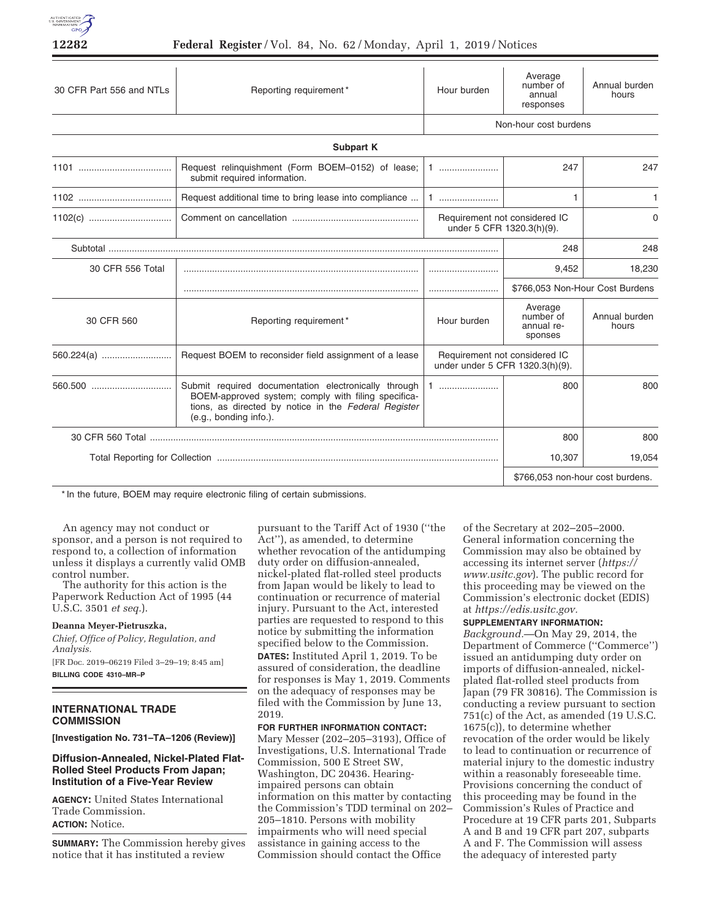| 30 CFR Part 556 and NTLs | Reporting requirement* | Hour burden | Average number of annual responses | Annual burden hours |
|---|---|---|---|---|
| | | Non-hour cost burdens | | |
| **Subpart K** | | | | |
| 1101 | Request relinquishment (Form BOEM–0152) of lease; submit required information. | 1 | 247 | 247 |
| 1102 | Request additional time to bring lease into compliance | 1 | 1 | 1 |
| 1102(c) | Comment on cancellation | Requirement not considered IC under 5 CFR 1320.3(h)(9). | | 0 |
| Subtotal | | | 248 | 248 |
| 30 CFR 556 Total | | | 9,452 | 18,230 |
| | | | $766,053 Non-Hour Cost Burdens | |
| 30 CFR 560 | Reporting requirement* | Hour burden | Average number of annual responses | Annual burden hours |
| 560.224(a) | Request BOEM to reconsider field assignment of a lease | Requirement not considered IC under under 5 CFR 1320.3(h)(9). | | |
| 560.500 | Submit required documentation electronically through BOEM-approved system; comply with filing specifications, as directed by notice in the *Federal Register* (e.g., bonding info.). | 1 | 800 | 800 |
| 30 CFR 560 Total | | | 800 | 800 |
| Total Reporting for Collection | | | 10,307 | 19,054 |
| | | | $766,053 non-hour cost burdens. | |

* In the future, BOEM may require electronic filing of certain submissions.

An agency may not conduct or sponsor, and a person is not required to respond to, a collection of information unless it displays a currently valid OMB control number.

The authority for this action is the Paperwork Reduction Act of 1995 (44 U.S.C. 3501 *et seq.*).

**Deanna Meyer-Pietruszka,**

*Chief, Office of Policy, Regulation, and Analysis.*

[FR Doc. 2019–06219 Filed 3–29–19; 8:45 am]

**BILLING CODE 4310–MR–P**

## INTERNATIONAL TRADE COMMISSION

**[Investigation No. 731–TA–1206 (Review)]**

### Diffusion-Annealed, Nickel-Plated Flat-Rolled Steel Products From Japan; Institution of a Five-Year Review

**AGENCY:** United States International Trade Commission.

**ACTION:** Notice.

**SUMMARY:** The Commission hereby gives notice that it has instituted a review pursuant to the Tariff Act of 1930 (''the Act''), as amended, to determine whether revocation of the antidumping duty order on diffusion-annealed, nickel-plated flat-rolled steel products from Japan would be likely to lead to continuation or recurrence of material injury. Pursuant to the Act, interested parties are requested to respond to this notice by submitting the information specified below to the Commission.

**DATES:** Instituted April 1, 2019. To be assured of consideration, the deadline for responses is May 1, 2019. Comments on the adequacy of responses may be filed with the Commission by June 13, 2019.

**FOR FURTHER INFORMATION CONTACT:** Mary Messer (202–205–3193), Office of Investigations, U.S. International Trade Commission, 500 E Street SW, Washington, DC 20436. Hearing-impaired persons can obtain information on this matter by contacting the Commission's TDD terminal on 202–205–1810. Persons with mobility impairments who will need special assistance in gaining access to the Commission should contact the Office of the Secretary at 202–205–2000. General information concerning the Commission may also be obtained by accessing its internet server (*https://www.usitc.gov*). The public record for this proceeding may be viewed on the Commission's electronic docket (EDIS) at *https://edis.usitc.gov.*

**SUPPLEMENTARY INFORMATION:**

*Background.*—On May 29, 2014, the Department of Commerce (''Commerce'') issued an antidumping duty order on imports of diffusion-annealed, nickel-plated flat-rolled steel products from Japan (79 FR 30816). The Commission is conducting a review pursuant to section 751(c) of the Act, as amended (19 U.S.C. 1675(c)), to determine whether revocation of the order would be likely to lead to continuation or recurrence of material injury to the domestic industry within a reasonably foreseeable time. Provisions concerning the conduct of this proceeding may be found in the Commission's Rules of Practice and Procedure at 19 CFR parts 201, Subparts A and B and 19 CFR part 207, subparts A and F. The Commission will assess the adequacy of interested party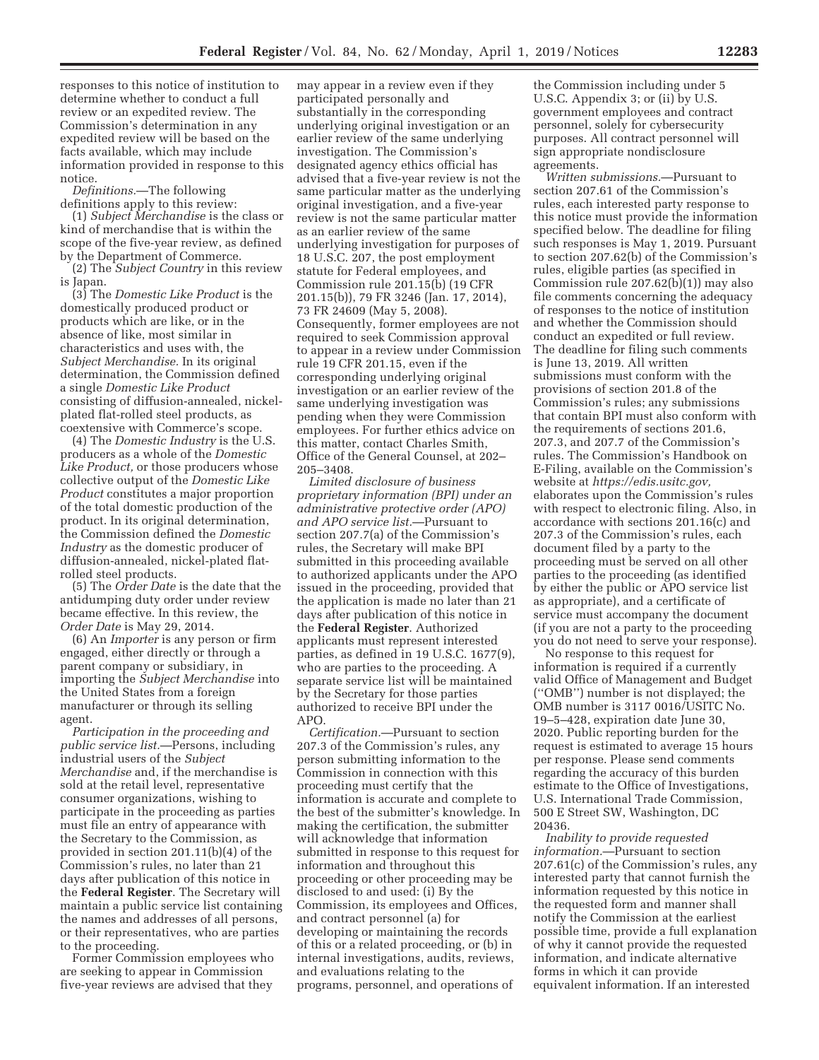responses to this notice of institution to determine whether to conduct a full review or an expedited review. The Commission's determination in any expedited review will be based on the facts available, which may include information provided in response to this notice.

*Definitions.*—The following definitions apply to this review:

(1) *Subject Merchandise* is the class or kind of merchandise that is within the scope of the five-year review, as defined by the Department of Commerce.

(2) The *Subject Country* in this review is Japan.

(3) The *Domestic Like Product* is the domestically produced product or products which are like, or in the absence of like, most similar in characteristics and uses with, the *Subject Merchandise*. In its original determination, the Commission defined a single *Domestic Like Product* consisting of diffusion-annealed, nickel-plated flat-rolled steel products, as coextensive with Commerce's scope.

(4) The *Domestic Industry* is the U.S. producers as a whole of the *Domestic Like Product,* or those producers whose collective output of the *Domestic Like Product* constitutes a major proportion of the total domestic production of the product. In its original determination, the Commission defined the *Domestic Industry* as the domestic producer of diffusion-annealed, nickel-plated flat-rolled steel products.

(5) The *Order Date* is the date that the antidumping duty order under review became effective. In this review, the *Order Date* is May 29, 2014.

(6) An *Importer* is any person or firm engaged, either directly or through a parent company or subsidiary, in importing the *Subject Merchandise* into the United States from a foreign manufacturer or through its selling agent.

*Participation in the proceeding and public service list.*—Persons, including industrial users of the *Subject Merchandise* and, if the merchandise is sold at the retail level, representative consumer organizations, wishing to participate in the proceeding as parties must file an entry of appearance with the Secretary to the Commission, as provided in section 201.11(b)(4) of the Commission's rules, no later than 21 days after publication of this notice in the **Federal Register**. The Secretary will maintain a public service list containing the names and addresses of all persons, or their representatives, who are parties to the proceeding.

Former Commission employees who are seeking to appear in Commission five-year reviews are advised that they may appear in a review even if they participated personally and substantially in the corresponding underlying original investigation or an earlier review of the same underlying investigation. The Commission's designated agency ethics official has advised that a five-year review is not the same particular matter as the underlying original investigation, and a five-year review is not the same particular matter as an earlier review of the same underlying investigation for purposes of 18 U.S.C. 207, the post employment statute for Federal employees, and Commission rule 201.15(b) (19 CFR 201.15(b)), 79 FR 3246 (Jan. 17, 2014), 73 FR 24609 (May 5, 2008). Consequently, former employees are not required to seek Commission approval to appear in a review under Commission rule 19 CFR 201.15, even if the corresponding underlying original investigation or an earlier review of the same underlying investigation was pending when they were Commission employees. For further ethics advice on this matter, contact Charles Smith, Office of the General Counsel, at 202–205–3408.

*Limited disclosure of business proprietary information (BPI) under an administrative protective order (APO) and APO service list.*—Pursuant to section 207.7(a) of the Commission's rules, the Secretary will make BPI submitted in this proceeding available to authorized applicants under the APO issued in the proceeding, provided that the application is made no later than 21 days after publication of this notice in the **Federal Register**. Authorized applicants must represent interested parties, as defined in 19 U.S.C. 1677(9), who are parties to the proceeding. A separate service list will be maintained by the Secretary for those parties authorized to receive BPI under the APO.

*Certification.*—Pursuant to section 207.3 of the Commission's rules, any person submitting information to the Commission in connection with this proceeding must certify that the information is accurate and complete to the best of the submitter's knowledge. In making the certification, the submitter will acknowledge that information submitted in response to this request for information and throughout this proceeding or other proceeding may be disclosed to and used: (i) By the Commission, its employees and Offices, and contract personnel (a) for developing or maintaining the records of this or a related proceeding, or (b) in internal investigations, audits, reviews, and evaluations relating to the programs, personnel, and operations of the Commission including under 5 U.S.C. Appendix 3; or (ii) by U.S. government employees and contract personnel, solely for cybersecurity purposes. All contract personnel will sign appropriate nondisclosure agreements.

*Written submissions.*—Pursuant to section 207.61 of the Commission's rules, each interested party response to this notice must provide the information specified below. The deadline for filing such responses is May 1, 2019. Pursuant to section 207.62(b) of the Commission's rules, eligible parties (as specified in Commission rule 207.62(b)(1)) may also file comments concerning the adequacy of responses to the notice of institution and whether the Commission should conduct an expedited or full review. The deadline for filing such comments is June 13, 2019. All written submissions must conform with the provisions of section 201.8 of the Commission's rules; any submissions that contain BPI must also conform with the requirements of sections 201.6, 207.3, and 207.7 of the Commission's rules. The Commission's Handbook on E-Filing, available on the Commission's website at *https://edis.usitc.gov,* elaborates upon the Commission's rules with respect to electronic filing. Also, in accordance with sections 201.16(c) and 207.3 of the Commission's rules, each document filed by a party to the proceeding must be served on all other parties to the proceeding (as identified by either the public or APO service list as appropriate), and a certificate of service must accompany the document (if you are not a party to the proceeding you do not need to serve your response).

No response to this request for information is required if a currently valid Office of Management and Budget (''OMB'') number is not displayed; the OMB number is 3117 0016/USITC No. 19–5–428, expiration date June 30, 2020. Public reporting burden for the request is estimated to average 15 hours per response. Please send comments regarding the accuracy of this burden estimate to the Office of Investigations, U.S. International Trade Commission, 500 E Street SW, Washington, DC 20436.

*Inability to provide requested information.*—Pursuant to section 207.61(c) of the Commission's rules, any interested party that cannot furnish the information requested by this notice in the requested form and manner shall notify the Commission at the earliest possible time, provide a full explanation of why it cannot provide the requested information, and indicate alternative forms in which it can provide equivalent information. If an interested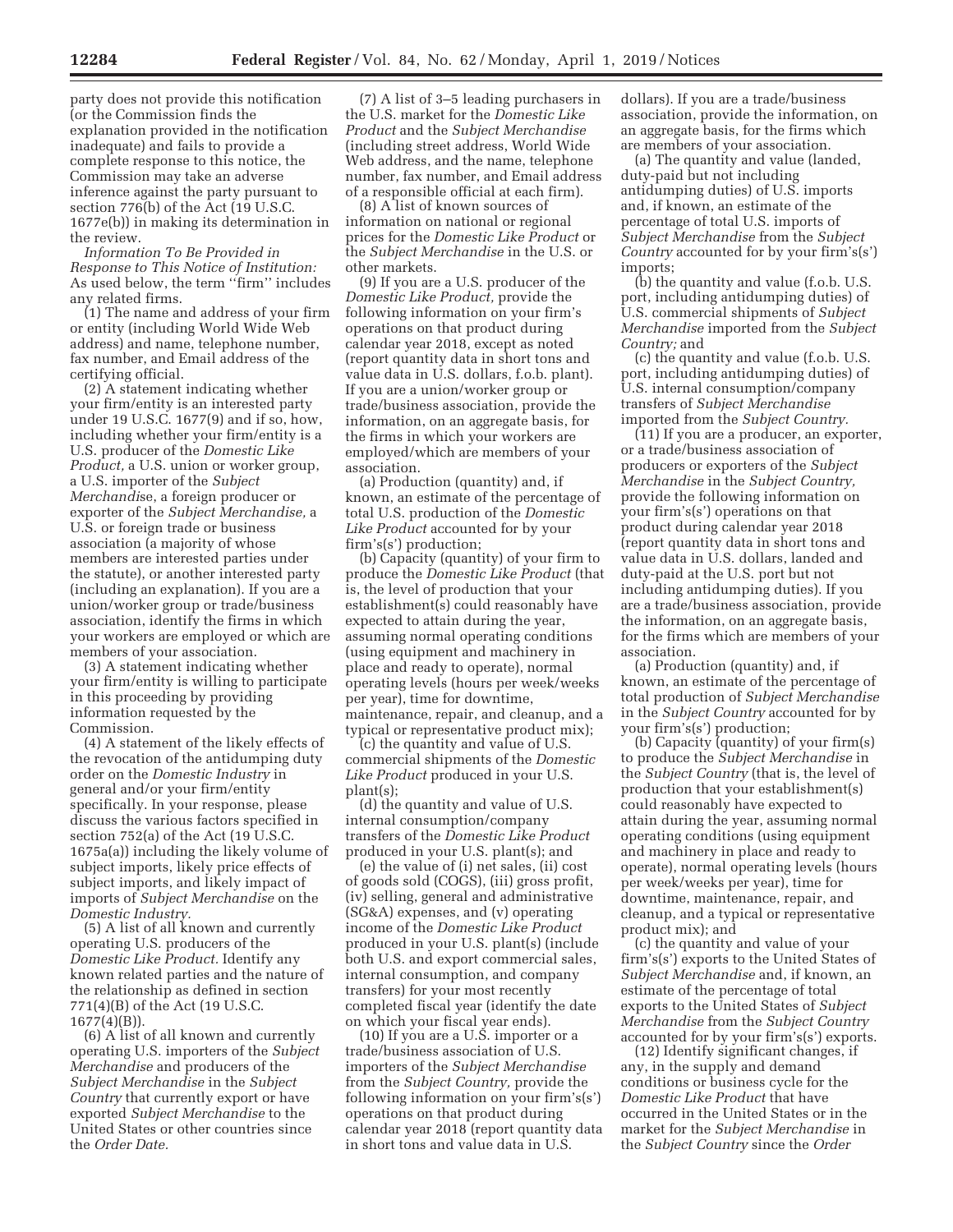party does not provide this notification (or the Commission finds the explanation provided in the notification inadequate) and fails to provide a complete response to this notice, the Commission may take an adverse inference against the party pursuant to section 776(b) of the Act (19 U.S.C. 1677e(b)) in making its determination in the review.

*Information To Be Provided in Response to This Notice of Institution:* As used below, the term ''firm'' includes any related firms.

(1) The name and address of your firm or entity (including World Wide Web address) and name, telephone number, fax number, and Email address of the certifying official.

(2) A statement indicating whether your firm/entity is an interested party under 19 U.S.C. 1677(9) and if so, how, including whether your firm/entity is a U.S. producer of the *Domestic Like Product,* a U.S. union or worker group, a U.S. importer of the *Subject Merchandis*e, a foreign producer or exporter of the *Subject Merchandise,* a U.S. or foreign trade or business association (a majority of whose members are interested parties under the statute), or another interested party (including an explanation). If you are a union/worker group or trade/business association, identify the firms in which your workers are employed or which are members of your association.

(3) A statement indicating whether your firm/entity is willing to participate in this proceeding by providing information requested by the Commission.

(4) A statement of the likely effects of the revocation of the antidumping duty order on the *Domestic Industry* in general and/or your firm/entity specifically. In your response, please discuss the various factors specified in section 752(a) of the Act (19 U.S.C. 1675a(a)) including the likely volume of subject imports, likely price effects of subject imports, and likely impact of imports of *Subject Merchandise* on the *Domestic Industry.*

(5) A list of all known and currently operating U.S. producers of the *Domestic Like Product.* Identify any known related parties and the nature of the relationship as defined in section 771(4)(B) of the Act (19 U.S.C. 1677(4)(B)).

(6) A list of all known and currently operating U.S. importers of the *Subject Merchandise* and producers of the *Subject Merchandise* in the *Subject Country* that currently export or have exported *Subject Merchandise* to the United States or other countries since the *Order Date.*

(7) A list of 3–5 leading purchasers in the U.S. market for the *Domestic Like Product* and the *Subject Merchandise* (including street address, World Wide Web address, and the name, telephone number, fax number, and Email address of a responsible official at each firm).

(8) A list of known sources of information on national or regional prices for the *Domestic Like Product* or the *Subject Merchandise* in the U.S. or other markets.

(9) If you are a U.S. producer of the *Domestic Like Product,* provide the following information on your firm's operations on that product during calendar year 2018, except as noted (report quantity data in short tons and value data in U.S. dollars, f.o.b. plant). If you are a union/worker group or trade/business association, provide the information, on an aggregate basis, for the firms in which your workers are employed/which are members of your association.

(a) Production (quantity) and, if known, an estimate of the percentage of total U.S. production of the *Domestic Like Product* accounted for by your firm's(s') production;

(b) Capacity (quantity) of your firm to produce the *Domestic Like Product* (that is, the level of production that your establishment(s) could reasonably have expected to attain during the year, assuming normal operating conditions (using equipment and machinery in place and ready to operate), normal operating levels (hours per week/weeks per year), time for downtime, maintenance, repair, and cleanup, and a typical or representative product mix);

(c) the quantity and value of U.S. commercial shipments of the *Domestic Like Product* produced in your U.S. plant(s);

(d) the quantity and value of U.S. internal consumption/company transfers of the *Domestic Like Product* produced in your U.S. plant(s); and

(e) the value of (i) net sales, (ii) cost of goods sold (COGS), (iii) gross profit, (iv) selling, general and administrative (SG&A) expenses, and (v) operating income of the *Domestic Like Product* produced in your U.S. plant(s) (include both U.S. and export commercial sales, internal consumption, and company transfers) for your most recently completed fiscal year (identify the date on which your fiscal year ends).

(10) If you are a U.S. importer or a trade/business association of U.S. importers of the *Subject Merchandise* from the *Subject Country,* provide the following information on your firm's(s') operations on that product during calendar year 2018 (report quantity data in short tons and value data in U.S. dollars). If you are a trade/business association, provide the information, on an aggregate basis, for the firms which are members of your association.

(a) The quantity and value (landed, duty-paid but not including antidumping duties) of U.S. imports and, if known, an estimate of the percentage of total U.S. imports of *Subject Merchandise* from the *Subject Country* accounted for by your firm's(s') imports;

(b) the quantity and value (f.o.b. U.S. port, including antidumping duties) of U.S. commercial shipments of *Subject Merchandise* imported from the *Subject Country;* and

(c) the quantity and value (f.o.b. U.S. port, including antidumping duties) of U.S. internal consumption/company transfers of *Subject Merchandise* imported from the *Subject Country.*

(11) If you are a producer, an exporter, or a trade/business association of producers or exporters of the *Subject Merchandise* in the *Subject Country,* provide the following information on your firm's(s') operations on that product during calendar year 2018 (report quantity data in short tons and value data in U.S. dollars, landed and duty-paid at the U.S. port but not including antidumping duties). If you are a trade/business association, provide the information, on an aggregate basis, for the firms which are members of your association.

(a) Production (quantity) and, if known, an estimate of the percentage of total production of *Subject Merchandise* in the *Subject Country* accounted for by your firm's(s') production;

(b) Capacity (quantity) of your firm(s) to produce the *Subject Merchandise* in the *Subject Country* (that is, the level of production that your establishment(s) could reasonably have expected to attain during the year, assuming normal operating conditions (using equipment and machinery in place and ready to operate), normal operating levels (hours per week/weeks per year), time for downtime, maintenance, repair, and cleanup, and a typical or representative product mix); and

(c) the quantity and value of your firm's(s') exports to the United States of *Subject Merchandise* and, if known, an estimate of the percentage of total exports to the United States of *Subject Merchandise* from the *Subject Country* accounted for by your firm's(s') exports.

(12) Identify significant changes, if any, in the supply and demand conditions or business cycle for the *Domestic Like Product* that have occurred in the United States or in the market for the *Subject Merchandise* in the *Subject Country* since the *Order*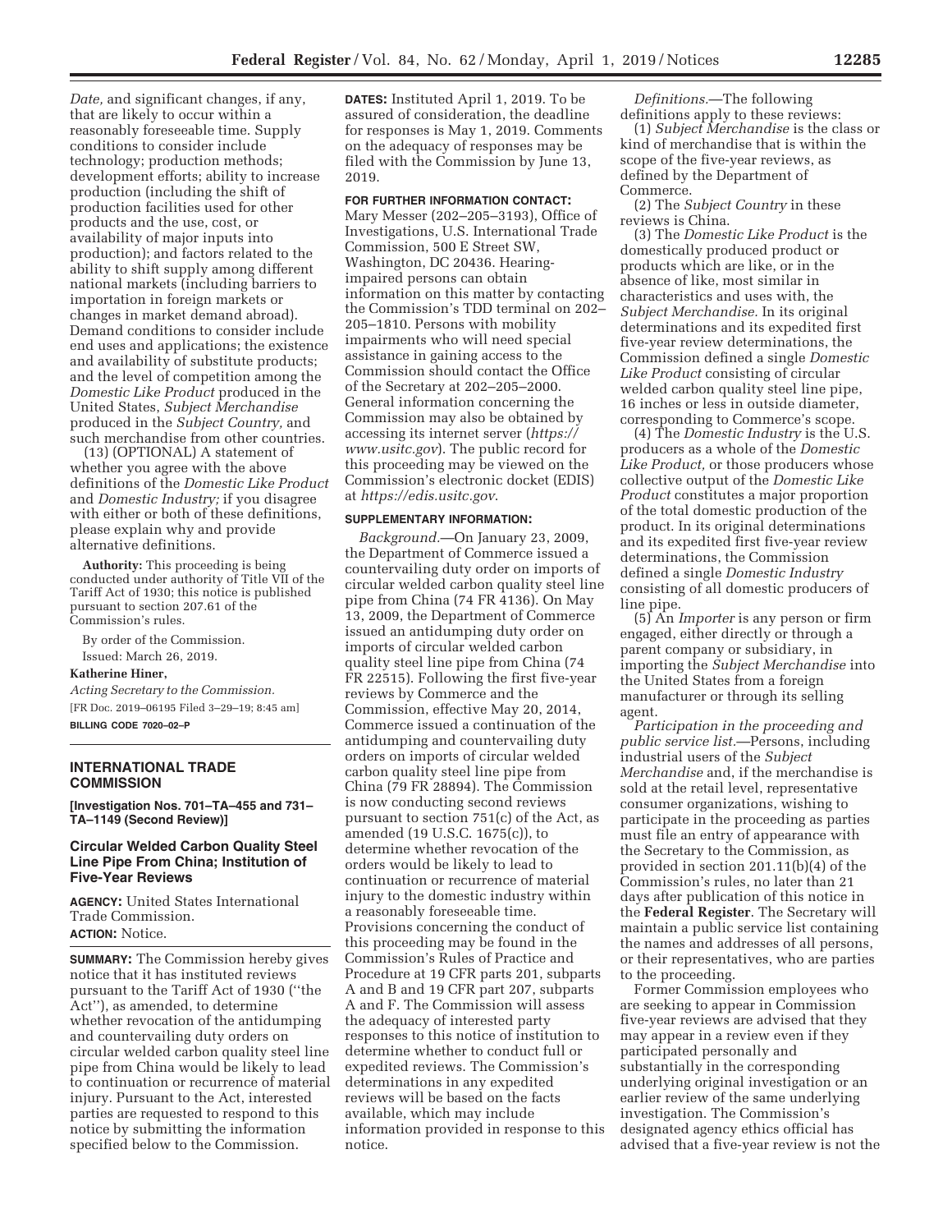*Date,* and significant changes, if any, that are likely to occur within a reasonably foreseeable time. Supply conditions to consider include technology; production methods; development efforts; ability to increase production (including the shift of production facilities used for other products and the use, cost, or availability of major inputs into production); and factors related to the ability to shift supply among different national markets (including barriers to importation in foreign markets or changes in market demand abroad). Demand conditions to consider include end uses and applications; the existence and availability of substitute products; and the level of competition among the *Domestic Like Product* produced in the United States, *Subject Merchandise* produced in the *Subject Country,* and such merchandise from other countries.

(13) (OPTIONAL) A statement of whether you agree with the above definitions of the *Domestic Like Product* and *Domestic Industry;* if you disagree with either or both of these definitions, please explain why and provide alternative definitions.

**Authority:** This proceeding is being conducted under authority of Title VII of the Tariff Act of 1930; this notice is published pursuant to section 207.61 of the Commission's rules.

By order of the Commission.

Issued: March 26, 2019.

**Katherine Hiner,**

*Acting Secretary to the Commission.*

[FR Doc. 2019–06195 Filed 3–29–19; 8:45 am]

**BILLING CODE 7020–02–P**

## INTERNATIONAL TRADE COMMISSION

**[Investigation Nos. 701–TA–455 and 731–TA–1149 (Second Review)]**

## Circular Welded Carbon Quality Steel Line Pipe From China; Institution of Five-Year Reviews

**AGENCY:** United States International Trade Commission.

**ACTION:** Notice.

**SUMMARY:** The Commission hereby gives notice that it has instituted reviews pursuant to the Tariff Act of 1930 (''the Act''), as amended, to determine whether revocation of the antidumping and countervailing duty orders on circular welded carbon quality steel line pipe from China would be likely to lead to continuation or recurrence of material injury. Pursuant to the Act, interested parties are requested to respond to this notice by submitting the information specified below to the Commission.

**DATES:** Instituted April 1, 2019. To be assured of consideration, the deadline for responses is May 1, 2019. Comments on the adequacy of responses may be filed with the Commission by June 13, 2019.

**FOR FURTHER INFORMATION CONTACT:** Mary Messer (202–205–3193), Office of Investigations, U.S. International Trade Commission, 500 E Street SW, Washington, DC 20436. Hearing-impaired persons can obtain information on this matter by contacting the Commission's TDD terminal on 202–205–1810. Persons with mobility impairments who will need special assistance in gaining access to the Commission should contact the Office of the Secretary at 202–205–2000. General information concerning the Commission may also be obtained by accessing its internet server (*https://www.usitc.gov*). The public record for this proceeding may be viewed on the Commission's electronic docket (EDIS) at *https://edis.usitc.gov*.

**SUPPLEMENTARY INFORMATION:**

*Background.*—On January 23, 2009, the Department of Commerce issued a countervailing duty order on imports of circular welded carbon quality steel line pipe from China (74 FR 4136). On May 13, 2009, the Department of Commerce issued an antidumping duty order on imports of circular welded carbon quality steel line pipe from China (74 FR 22515). Following the first five-year reviews by Commerce and the Commission, effective May 20, 2014, Commerce issued a continuation of the antidumping and countervailing duty orders on imports of circular welded carbon quality steel line pipe from China (79 FR 28894). The Commission is now conducting second reviews pursuant to section 751(c) of the Act, as amended (19 U.S.C. 1675(c)), to determine whether revocation of the orders would be likely to lead to continuation or recurrence of material injury to the domestic industry within a reasonably foreseeable time. Provisions concerning the conduct of this proceeding may be found in the Commission's Rules of Practice and Procedure at 19 CFR parts 201, subparts A and B and 19 CFR part 207, subparts A and F. The Commission will assess the adequacy of interested party responses to this notice of institution to determine whether to conduct full or expedited reviews. The Commission's determinations in any expedited reviews will be based on the facts available, which may include information provided in response to this notice.

*Definitions.*—The following definitions apply to these reviews:

(1) *Subject Merchandise* is the class or kind of merchandise that is within the scope of the five-year reviews, as defined by the Department of Commerce.

(2) The *Subject Country* in these reviews is China.

(3) The *Domestic Like Product* is the domestically produced product or products which are like, or in the absence of like, most similar in characteristics and uses with, the *Subject Merchandise.* In its original determinations and its expedited first five-year review determinations, the Commission defined a single *Domestic Like Product* consisting of circular welded carbon quality steel line pipe, 16 inches or less in outside diameter, corresponding to Commerce's scope.

(4) The *Domestic Industry* is the U.S. producers as a whole of the *Domestic Like Product,* or those producers whose collective output of the *Domestic Like Product* constitutes a major proportion of the total domestic production of the product. In its original determinations and its expedited first five-year review determinations, the Commission defined a single *Domestic Industry* consisting of all domestic producers of line pipe.

(5) An *Importer* is any person or firm engaged, either directly or through a parent company or subsidiary, in importing the *Subject Merchandise* into the United States from a foreign manufacturer or through its selling agent.

*Participation in the proceeding and public service list.*—Persons, including industrial users of the *Subject Merchandise* and, if the merchandise is sold at the retail level, representative consumer organizations, wishing to participate in the proceeding as parties must file an entry of appearance with the Secretary to the Commission, as provided in section 201.11(b)(4) of the Commission's rules, no later than 21 days after publication of this notice in the **Federal Register**. The Secretary will maintain a public service list containing the names and addresses of all persons, or their representatives, who are parties to the proceeding.

Former Commission employees who are seeking to appear in Commission five-year reviews are advised that they may appear in a review even if they participated personally and substantially in the corresponding underlying original investigation or an earlier review of the same underlying investigation. The Commission's designated agency ethics official has advised that a five-year review is not the